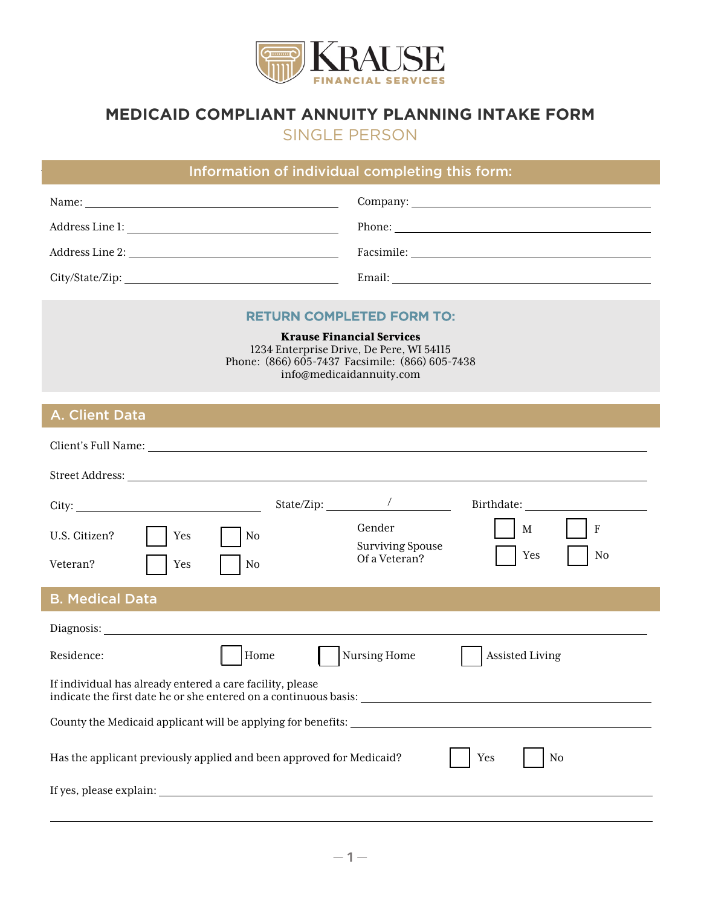KRAUSE
FINANCIAL SERVICES

# MEDICAID COMPLIANT ANNUITY PLANNING INTAKE FORM

## SINGLE PERSON

## Information of individual completing this form:

Name: ______________________ Company: ______________________

Address Line 1: ______________________ Phone: ______________________

Address Line 2: ______________________ Facsimile: ______________________

City/State/Zip: ______________________ Email: ______________________

### RETURN COMPLETED FORM TO:

**Krause Financial Services**
1234 Enterprise Drive, De Pere, WI 54115
Phone: (866) 605-7437 Facsimile: (866) 605-7438
info@medicaidannuity.com

## A. Client Data

Client's Full Name: ______________________

Street Address: ______________________

City: ______________________ State/Zip: __________ / __________ Birthdate: ______________________

U.S. Citizen? ☐ Yes ☐ No

Gender ☐ M ☐ F

Veteran? ☐ Yes ☐ No

Surviving Spouse Of a Veteran? ☐ Yes ☐ No

## B. Medical Data

Diagnosis: ______________________

Residence: ☐ Home ☐ Nursing Home ☐ Assisted Living

If individual has already entered a care facility, please indicate the first date he or she entered on a continuous basis: ______________________

County the Medicaid applicant will be applying for benefits: ______________________

Has the applicant previously applied and been approved for Medicaid? ☐ Yes ☐ No

If yes, please explain: ______________________

______________________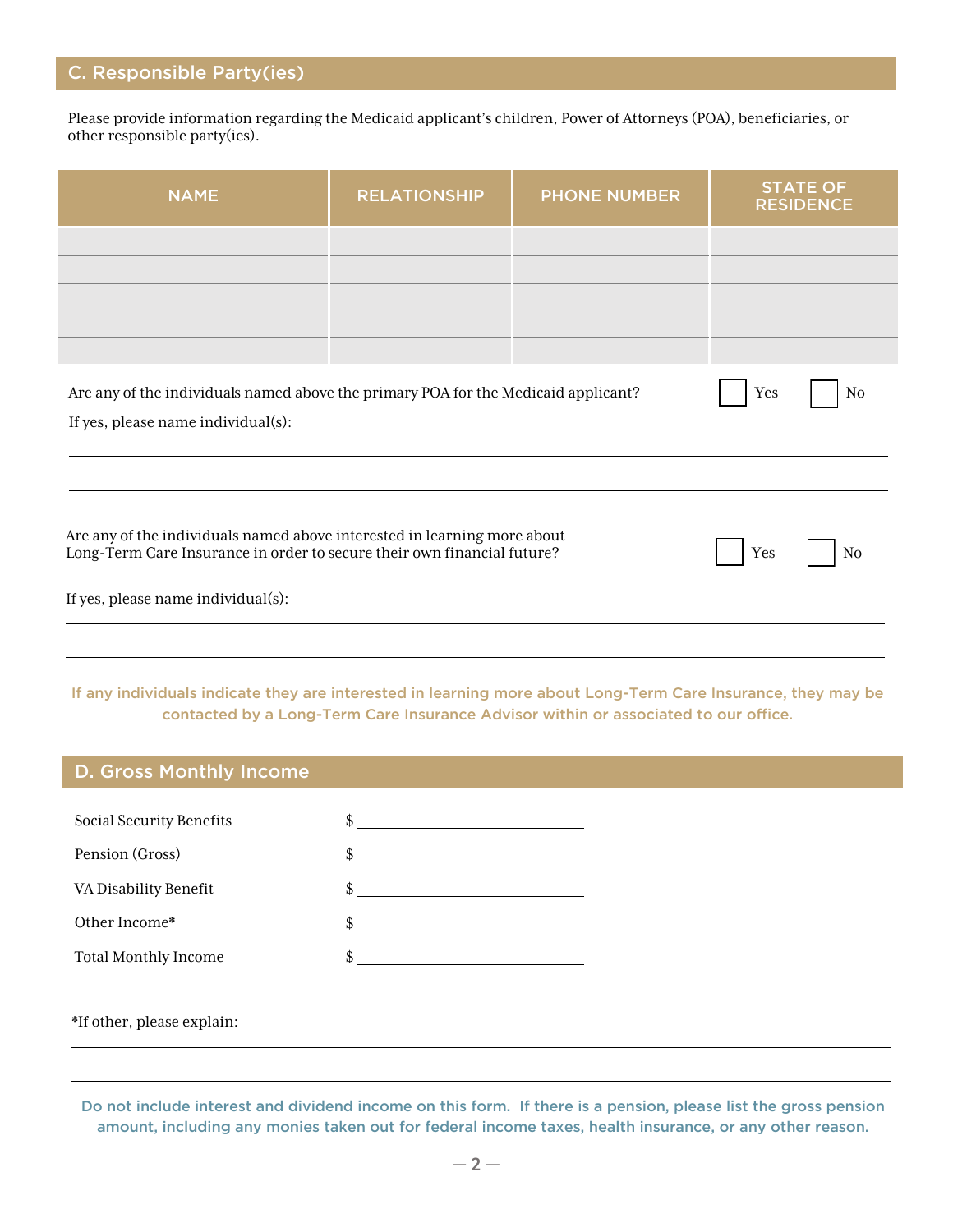## C. Responsible Party(ies)

Please provide information regarding the Medicaid applicant's children, Power of Attorneys (POA), beneficiaries, or other responsible party(ies).

| NAME | RELATIONSHIP | PHONE NUMBER | STATE OF RESIDENCE |
|---|---|---|---|
| | | | |
| | | | |
| | | | |
| | | | |
| | | | |

Are any of the individuals named above the primary POA for the Medicaid applicant? ☐ Yes ☐ No

If yes, please name individual(s):

______________________________________________________________________

______________________________________________________________________

Are any of the individuals named above interested in learning more about Long-Term Care Insurance in order to secure their own financial future? ☐ Yes ☐ No

If yes, please name individual(s):

______________________________________________________________________

______________________________________________________________________

**If any individuals indicate they are interested in learning more about Long-Term Care Insurance, they may be contacted by a Long-Term Care Insurance Advisor within or associated to our office.**

## D. Gross Monthly Income

Social Security Benefits $ ____________________

Pension (Gross) $ ____________________

VA Disability Benefit $ ____________________

Other Income* $ ____________________

Total Monthly Income $ ____________________

*If other, please explain:

______________________________________________________________________

______________________________________________________________________

**Do not include interest and dividend income on this form. If there is a pension, please list the gross pension amount, including any monies taken out for federal income taxes, health insurance, or any other reason.**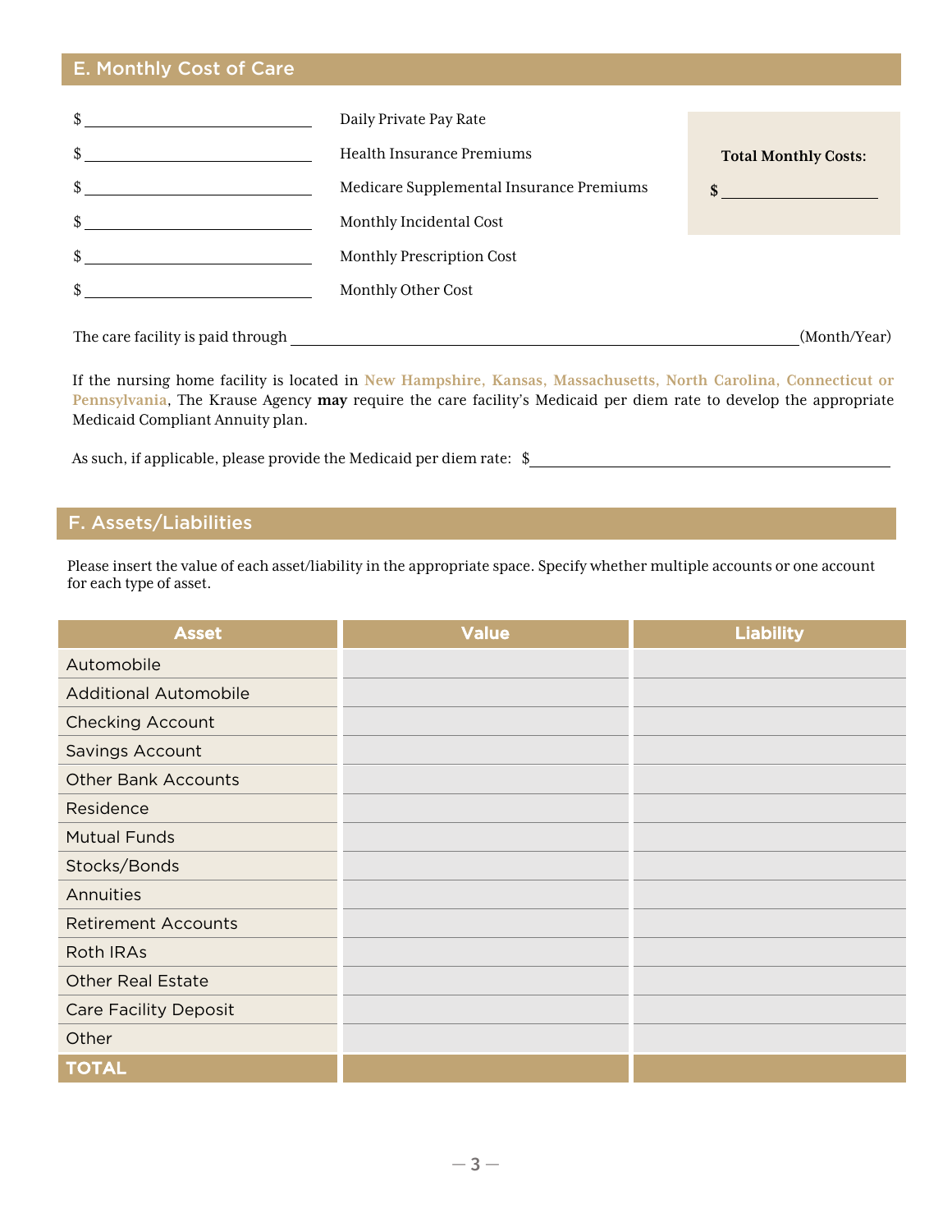## E. Monthly Cost of Care

$ ______________________ Daily Private Pay Rate

$ ______________________ Health Insurance Premiums

$ ______________________ Medicare Supplemental Insurance Premiums

$ ______________________ Monthly Incidental Cost

$ ______________________ Monthly Prescription Cost

$ ______________________ Monthly Other Cost

**Total Monthly Costs:**

**$** ______________________

The care facility is paid through ______________________________________________ (Month/Year)

If the nursing home facility is located in **New Hampshire, Kansas, Massachusetts, North Carolina, Connecticut or Pennsylvania**, The Krause Agency **may** require the care facility's Medicaid per diem rate to develop the appropriate Medicaid Compliant Annuity plan.

As such, if applicable, please provide the Medicaid per diem rate: $______________________________

## F. Assets/Liabilities

Please insert the value of each asset/liability in the appropriate space. Specify whether multiple accounts or one account for each type of asset.

| Asset | Value | Liability |
|---|---|---|
| Automobile | | |
| Additional Automobile | | |
| Checking Account | | |
| Savings Account | | |
| Other Bank Accounts | | |
| Residence | | |
| Mutual Funds | | |
| Stocks/Bonds | | |
| Annuities | | |
| Retirement Accounts | | |
| Roth IRAs | | |
| Other Real Estate | | |
| Care Facility Deposit | | |
| Other | | |
| **TOTAL** | | |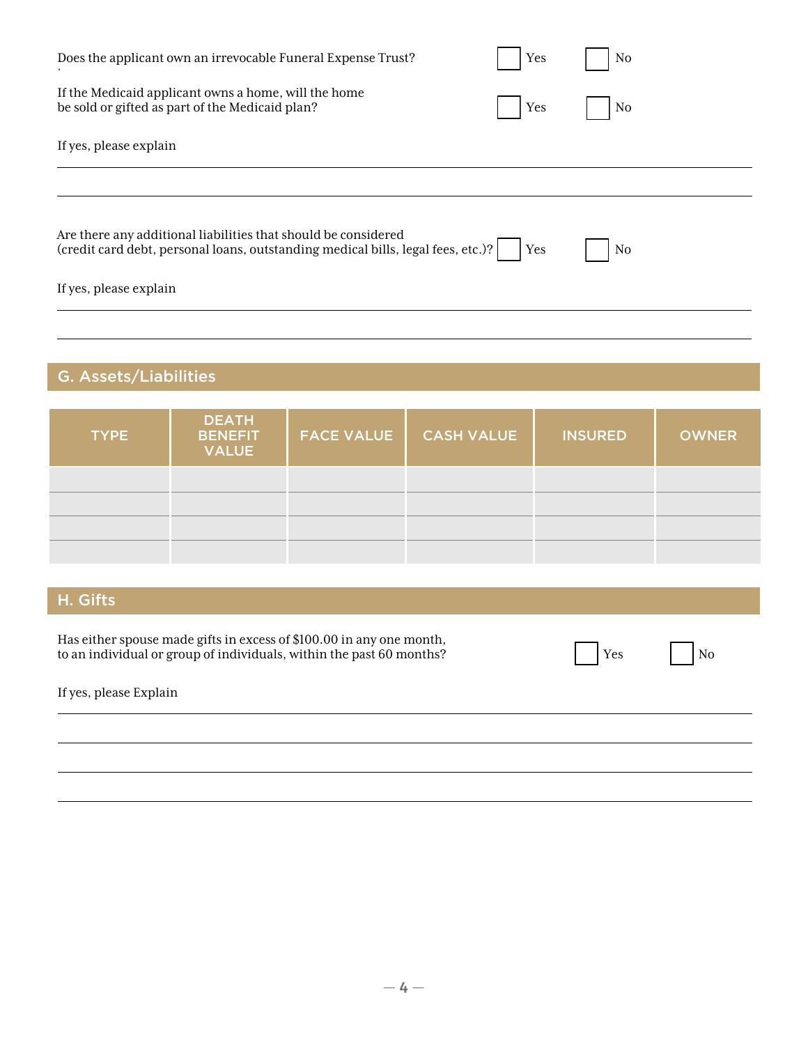Does the applicant own an irrevocable Funeral Expense Trust? ☐ Yes ☐ No

If the Medicaid applicant owns a home, will the home be sold or gifted as part of the Medicaid plan? ☐ Yes ☐ No

If yes, please explain

\_\_\_\_\_\_\_\_\_\_\_\_\_\_\_\_\_\_\_\_\_\_\_\_\_\_\_\_\_\_\_\_\_\_\_\_\_\_\_\_

\_\_\_\_\_\_\_\_\_\_\_\_\_\_\_\_\_\_\_\_\_\_\_\_\_\_\_\_\_\_\_\_\_\_\_\_\_\_\_\_

Are there any additional liabilities that should be considered (credit card debt, personal loans, outstanding medical bills, legal fees, etc.)? ☐ Yes ☐ No

If yes, please explain

\_\_\_\_\_\_\_\_\_\_\_\_\_\_\_\_\_\_\_\_\_\_\_\_\_\_\_\_\_\_\_\_\_\_\_\_\_\_\_\_

\_\_\_\_\_\_\_\_\_\_\_\_\_\_\_\_\_\_\_\_\_\_\_\_\_\_\_\_\_\_\_\_\_\_\_\_\_\_\_\_

## G. Assets/Liabilities

| TYPE | DEATH BENEFIT VALUE | FACE VALUE | CASH VALUE | INSURED | OWNER |
|---|---|---|---|---|---|
| | | | | | |
| | | | | | |
| | | | | | |
| | | | | | |

## H. Gifts

Has either spouse made gifts in excess of $100.00 in any one month, to an individual or group of individuals, within the past 60 months? ☐ Yes ☐ No

If yes, please Explain

\_\_\_\_\_\_\_\_\_\_\_\_\_\_\_\_\_\_\_\_\_\_\_\_\_\_\_\_\_\_\_\_\_\_\_\_\_\_\_\_

\_\_\_\_\_\_\_\_\_\_\_\_\_\_\_\_\_\_\_\_\_\_\_\_\_\_\_\_\_\_\_\_\_\_\_\_\_\_\_\_

\_\_\_\_\_\_\_\_\_\_\_\_\_\_\_\_\_\_\_\_\_\_\_\_\_\_\_\_\_\_\_\_\_\_\_\_\_\_\_\_

\_\_\_\_\_\_\_\_\_\_\_\_\_\_\_\_\_\_\_\_\_\_\_\_\_\_\_\_\_\_\_\_\_\_\_\_\_\_\_\_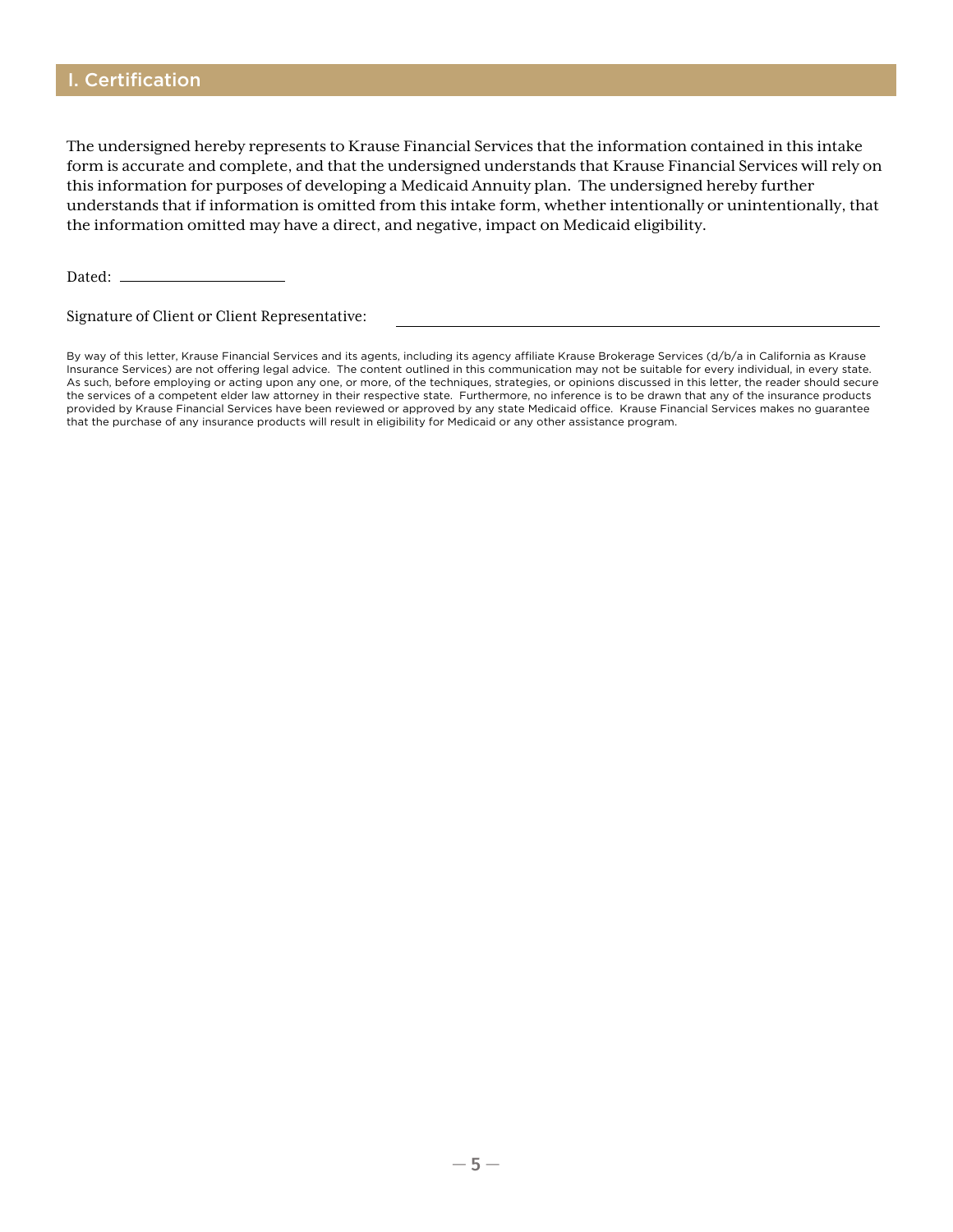## I. Certification

The undersigned hereby represents to Krause Financial Services that the information contained in this intake form is accurate and complete, and that the undersigned understands that Krause Financial Services will rely on this information for purposes of developing a Medicaid Annuity plan. The undersigned hereby further understands that if information is omitted from this intake form, whether intentionally or unintentionally, that the information omitted may have a direct, and negative, impact on Medicaid eligibility.

Dated: ____________________

Signature of Client or Client Representative: ________________________________________

By way of this letter, Krause Financial Services and its agents, including its agency affiliate Krause Brokerage Services (d/b/a in California as Krause Insurance Services) are not offering legal advice. The content outlined in this communication may not be suitable for every individual, in every state. As such, before employing or acting upon any one, or more, of the techniques, strategies, or opinions discussed in this letter, the reader should secure the services of a competent elder law attorney in their respective state. Furthermore, no inference is to be drawn that any of the insurance products provided by Krause Financial Services have been reviewed or approved by any state Medicaid office. Krause Financial Services makes no guarantee that the purchase of any insurance products will result in eligibility for Medicaid or any other assistance program.